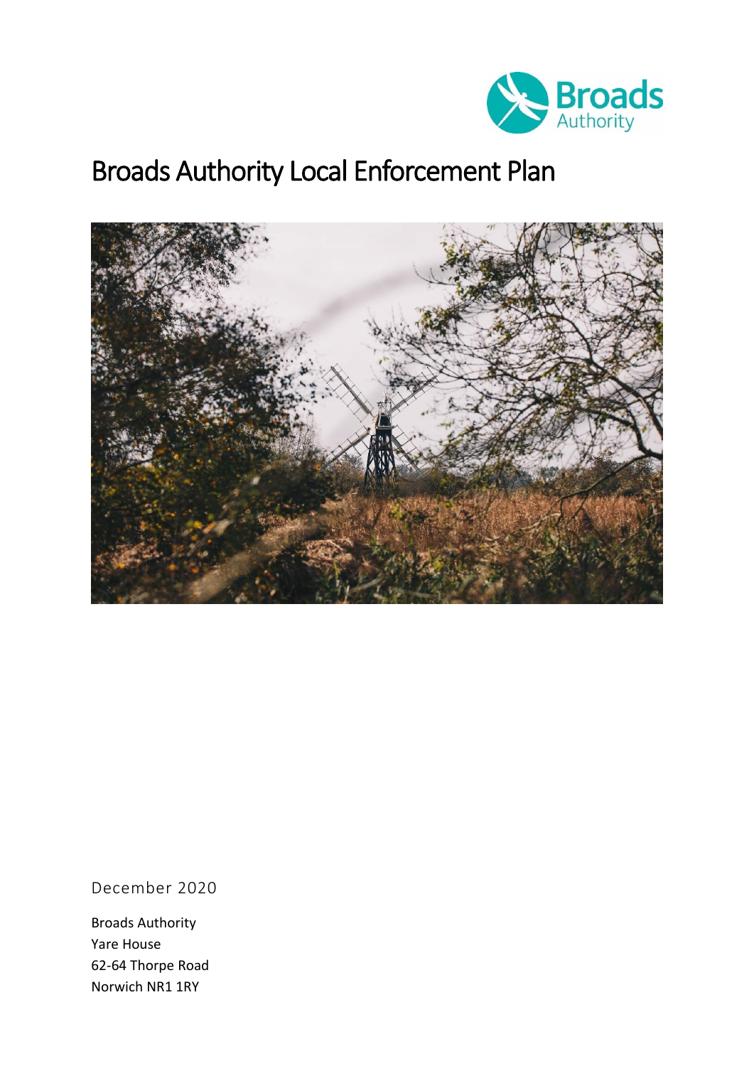# Broads Authority Local Enforcement Plan

December 2020

Broads Authority
Yare House
62-64 Thorpe Road
Norwich NR1 1RY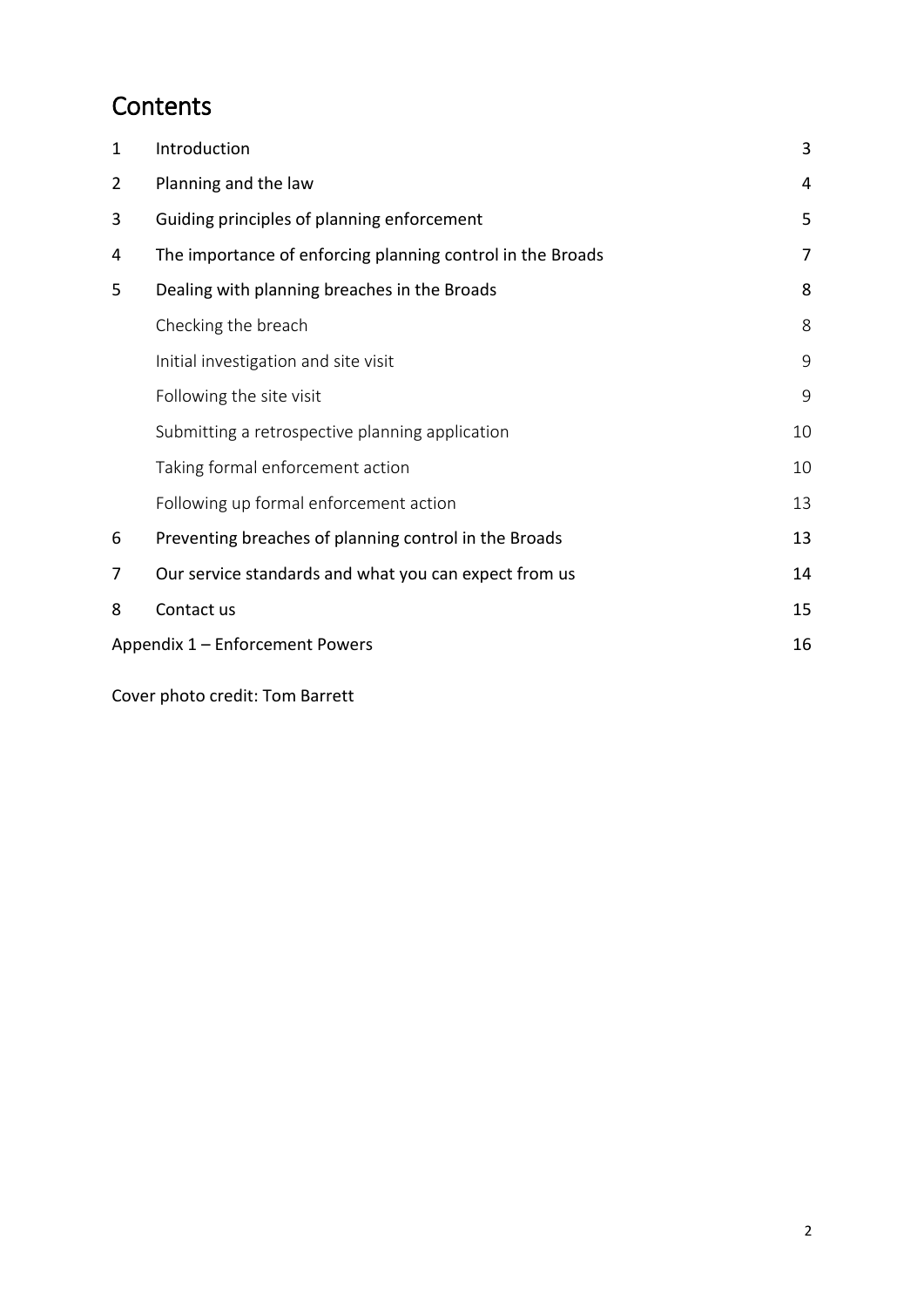# Contents

| | | |
|---|---|---|
| 1 | Introduction | 3 |
| 2 | Planning and the law | 4 |
| 3 | Guiding principles of planning enforcement | 5 |
| 4 | The importance of enforcing planning control in the Broads | 7 |
| 5 | Dealing with planning breaches in the Broads | 8 |
| | Checking the breach | 8 |
| | Initial investigation and site visit | 9 |
| | Following the site visit | 9 |
| | Submitting a retrospective planning application | 10 |
| | Taking formal enforcement action | 10 |
| | Following up formal enforcement action | 13 |
| 6 | Preventing breaches of planning control in the Broads | 13 |
| 7 | Our service standards and what you can expect from us | 14 |
| 8 | Contact us | 15 |
| Appendix 1 – Enforcement Powers | | 16 |

Cover photo credit: Tom Barrett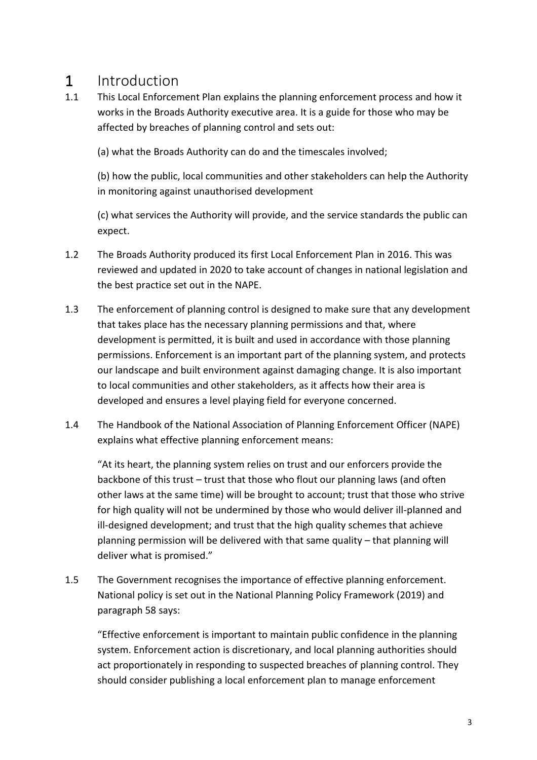# 1 Introduction

1.1 This Local Enforcement Plan explains the planning enforcement process and how it works in the Broads Authority executive area. It is a guide for those who may be affected by breaches of planning control and sets out:

(a) what the Broads Authority can do and the timescales involved;

(b) how the public, local communities and other stakeholders can help the Authority in monitoring against unauthorised development

(c) what services the Authority will provide, and the service standards the public can expect.

1.2 The Broads Authority produced its first Local Enforcement Plan in 2016. This was reviewed and updated in 2020 to take account of changes in national legislation and the best practice set out in the NAPE.

1.3 The enforcement of planning control is designed to make sure that any development that takes place has the necessary planning permissions and that, where development is permitted, it is built and used in accordance with those planning permissions. Enforcement is an important part of the planning system, and protects our landscape and built environment against damaging change. It is also important to local communities and other stakeholders, as it affects how their area is developed and ensures a level playing field for everyone concerned.

1.4 The Handbook of the National Association of Planning Enforcement Officer (NAPE) explains what effective planning enforcement means:

"At its heart, the planning system relies on trust and our enforcers provide the backbone of this trust – trust that those who flout our planning laws (and often other laws at the same time) will be brought to account; trust that those who strive for high quality will not be undermined by those who would deliver ill-planned and ill-designed development; and trust that the high quality schemes that achieve planning permission will be delivered with that same quality – that planning will deliver what is promised."

1.5 The Government recognises the importance of effective planning enforcement. National policy is set out in the National Planning Policy Framework (2019) and paragraph 58 says:

"Effective enforcement is important to maintain public confidence in the planning system. Enforcement action is discretionary, and local planning authorities should act proportionately in responding to suspected breaches of planning control. They should consider publishing a local enforcement plan to manage enforcement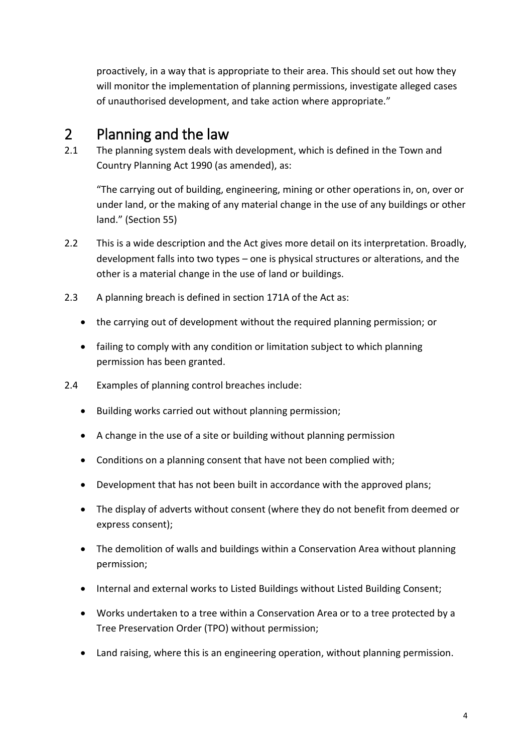proactively, in a way that is appropriate to their area. This should set out how they will monitor the implementation of planning permissions, investigate alleged cases of unauthorised development, and take action where appropriate."

# 2 Planning and the law

2.1 The planning system deals with development, which is defined in the Town and Country Planning Act 1990 (as amended), as:

"The carrying out of building, engineering, mining or other operations in, on, over or under land, or the making of any material change in the use of any buildings or other land." (Section 55)

2.2 This is a wide description and the Act gives more detail on its interpretation. Broadly, development falls into two types – one is physical structures or alterations, and the other is a material change in the use of land or buildings.

2.3 A planning breach is defined in section 171A of the Act as:

- the carrying out of development without the required planning permission; or
- failing to comply with any condition or limitation subject to which planning permission has been granted.

2.4 Examples of planning control breaches include:

- Building works carried out without planning permission;
- A change in the use of a site or building without planning permission
- Conditions on a planning consent that have not been complied with;
- Development that has not been built in accordance with the approved plans;
- The display of adverts without consent (where they do not benefit from deemed or express consent);
- The demolition of walls and buildings within a Conservation Area without planning permission;
- Internal and external works to Listed Buildings without Listed Building Consent;
- Works undertaken to a tree within a Conservation Area or to a tree protected by a Tree Preservation Order (TPO) without permission;
- Land raising, where this is an engineering operation, without planning permission.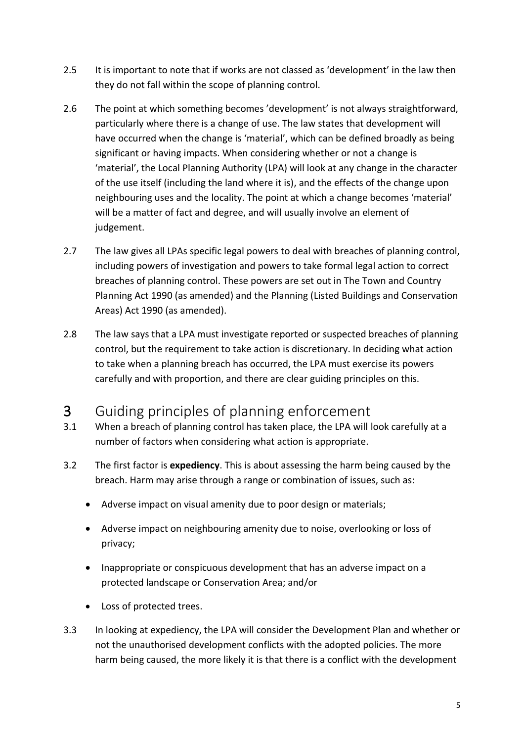2.5 It is important to note that if works are not classed as 'development' in the law then they do not fall within the scope of planning control.

2.6 The point at which something becomes 'development' is not always straightforward, particularly where there is a change of use. The law states that development will have occurred when the change is 'material', which can be defined broadly as being significant or having impacts. When considering whether or not a change is 'material', the Local Planning Authority (LPA) will look at any change in the character of the use itself (including the land where it is), and the effects of the change upon neighbouring uses and the locality. The point at which a change becomes 'material' will be a matter of fact and degree, and will usually involve an element of judgement.

2.7 The law gives all LPAs specific legal powers to deal with breaches of planning control, including powers of investigation and powers to take formal legal action to correct breaches of planning control. These powers are set out in The Town and Country Planning Act 1990 (as amended) and the Planning (Listed Buildings and Conservation Areas) Act 1990 (as amended).

2.8 The law says that a LPA must investigate reported or suspected breaches of planning control, but the requirement to take action is discretionary. In deciding what action to take when a planning breach has occurred, the LPA must exercise its powers carefully and with proportion, and there are clear guiding principles on this.

# 3 Guiding principles of planning enforcement

3.1 When a breach of planning control has taken place, the LPA will look carefully at a number of factors when considering what action is appropriate.

3.2 The first factor is **expediency**. This is about assessing the harm being caused by the breach. Harm may arise through a range or combination of issues, such as:

- Adverse impact on visual amenity due to poor design or materials;
- Adverse impact on neighbouring amenity due to noise, overlooking or loss of privacy;
- Inappropriate or conspicuous development that has an adverse impact on a protected landscape or Conservation Area; and/or
- Loss of protected trees.

3.3 In looking at expediency, the LPA will consider the Development Plan and whether or not the unauthorised development conflicts with the adopted policies. The more harm being caused, the more likely it is that there is a conflict with the development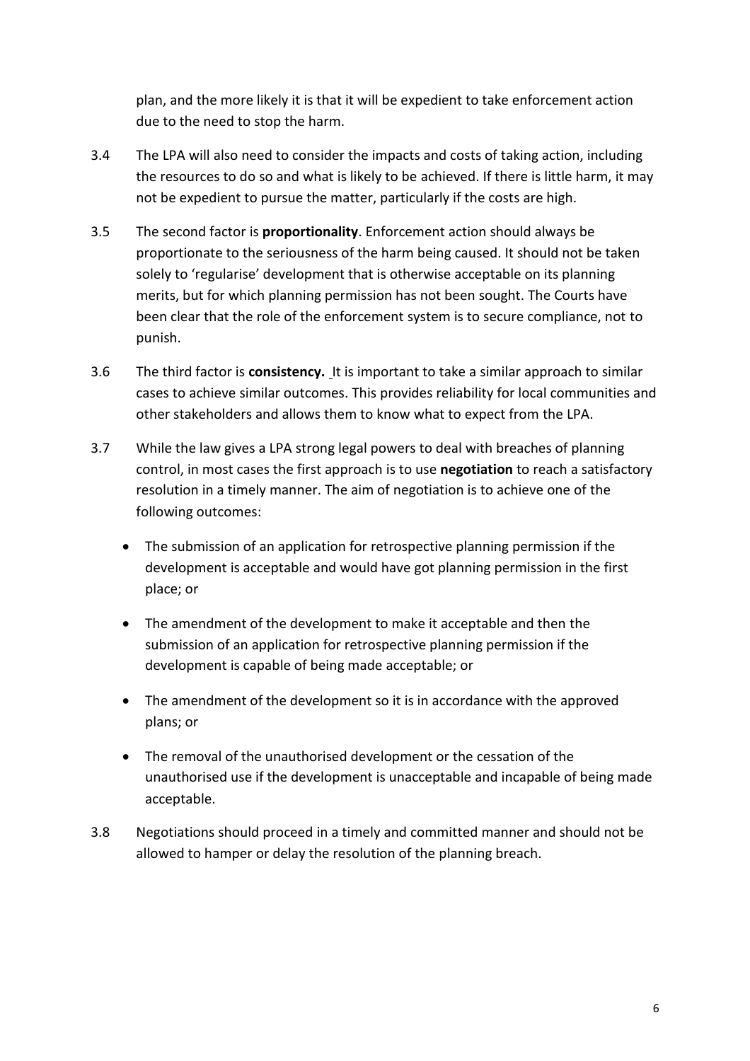plan, and the more likely it is that it will be expedient to take enforcement action due to the need to stop the harm.

3.4 The LPA will also need to consider the impacts and costs of taking action, including the resources to do so and what is likely to be achieved. If there is little harm, it may not be expedient to pursue the matter, particularly if the costs are high.

3.5 The second factor is **proportionality**. Enforcement action should always be proportionate to the seriousness of the harm being caused. It should not be taken solely to 'regularise' development that is otherwise acceptable on its planning merits, but for which planning permission has not been sought. The Courts have been clear that the role of the enforcement system is to secure compliance, not to punish.

3.6 The third factor is **consistency.** It is important to take a similar approach to similar cases to achieve similar outcomes. This provides reliability for local communities and other stakeholders and allows them to know what to expect from the LPA.

3.7 While the law gives a LPA strong legal powers to deal with breaches of planning control, in most cases the first approach is to use **negotiation** to reach a satisfactory resolution in a timely manner. The aim of negotiation is to achieve one of the following outcomes:

- The submission of an application for retrospective planning permission if the development is acceptable and would have got planning permission in the first place; or
- The amendment of the development to make it acceptable and then the submission of an application for retrospective planning permission if the development is capable of being made acceptable; or
- The amendment of the development so it is in accordance with the approved plans; or
- The removal of the unauthorised development or the cessation of the unauthorised use if the development is unacceptable and incapable of being made acceptable.

3.8 Negotiations should proceed in a timely and committed manner and should not be allowed to hamper or delay the resolution of the planning breach.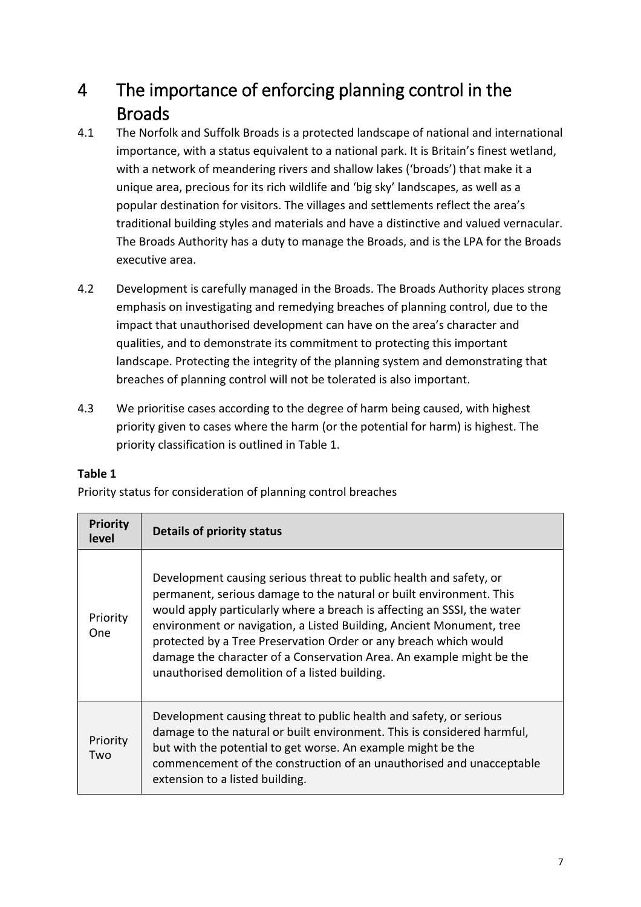# 4 The importance of enforcing planning control in the Broads

4.1 The Norfolk and Suffolk Broads is a protected landscape of national and international importance, with a status equivalent to a national park. It is Britain's finest wetland, with a network of meandering rivers and shallow lakes ('broads') that make it a unique area, precious for its rich wildlife and 'big sky' landscapes, as well as a popular destination for visitors. The villages and settlements reflect the area's traditional building styles and materials and have a distinctive and valued vernacular. The Broads Authority has a duty to manage the Broads, and is the LPA for the Broads executive area.

4.2 Development is carefully managed in the Broads. The Broads Authority places strong emphasis on investigating and remedying breaches of planning control, due to the impact that unauthorised development can have on the area's character and qualities, and to demonstrate its commitment to protecting this important landscape. Protecting the integrity of the planning system and demonstrating that breaches of planning control will not be tolerated is also important.

4.3 We prioritise cases according to the degree of harm being caused, with highest priority given to cases where the harm (or the potential for harm) is highest. The priority classification is outlined in Table 1.

**Table 1**

Priority status for consideration of planning control breaches

| Priority level | Details of priority status |
|---|---|
| Priority One | Development causing serious threat to public health and safety, or permanent, serious damage to the natural or built environment. This would apply particularly where a breach is affecting an SSSI, the water environment or navigation, a Listed Building, Ancient Monument, tree protected by a Tree Preservation Order or any breach which would damage the character of a Conservation Area. An example might be the unauthorised demolition of a listed building. |
| Priority Two | Development causing threat to public health and safety, or serious damage to the natural or built environment. This is considered harmful, but with the potential to get worse. An example might be the commencement of the construction of an unauthorised and unacceptable extension to a listed building. |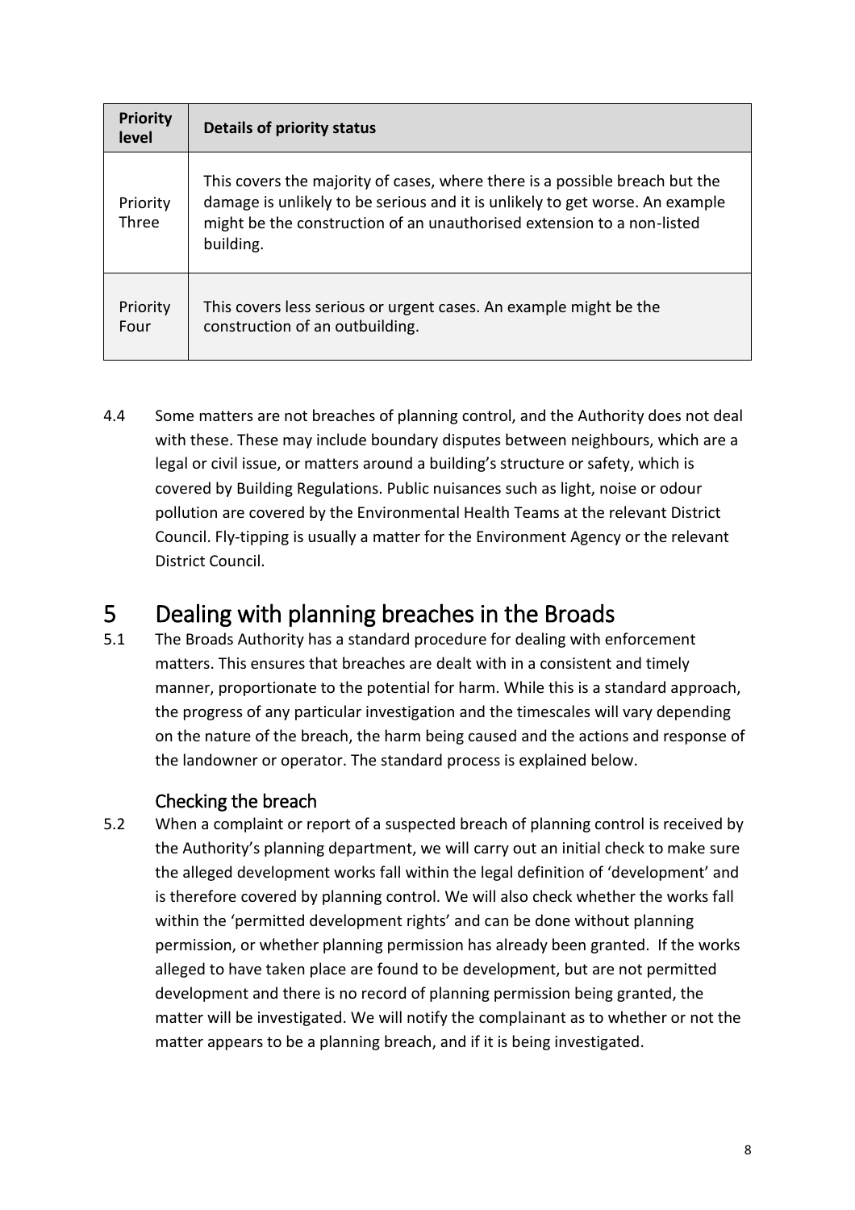| Priority level | Details of priority status |
| --- | --- |
| Priority Three | This covers the majority of cases, where there is a possible breach but the damage is unlikely to be serious and it is unlikely to get worse. An example might be the construction of an unauthorised extension to a non-listed building. |
| Priority Four | This covers less serious or urgent cases. An example might be the construction of an outbuilding. |

4.4 Some matters are not breaches of planning control, and the Authority does not deal with these. These may include boundary disputes between neighbours, which are a legal or civil issue, or matters around a building's structure or safety, which is covered by Building Regulations. Public nuisances such as light, noise or odour pollution are covered by the Environmental Health Teams at the relevant District Council. Fly-tipping is usually a matter for the Environment Agency or the relevant District Council.

# 5 Dealing with planning breaches in the Broads

5.1 The Broads Authority has a standard procedure for dealing with enforcement matters. This ensures that breaches are dealt with in a consistent and timely manner, proportionate to the potential for harm. While this is a standard approach, the progress of any particular investigation and the timescales will vary depending on the nature of the breach, the harm being caused and the actions and response of the landowner or operator. The standard process is explained below.

## Checking the breach

5.2 When a complaint or report of a suspected breach of planning control is received by the Authority's planning department, we will carry out an initial check to make sure the alleged development works fall within the legal definition of 'development' and is therefore covered by planning control. We will also check whether the works fall within the 'permitted development rights' and can be done without planning permission, or whether planning permission has already been granted. If the works alleged to have taken place are found to be development, but are not permitted development and there is no record of planning permission being granted, the matter will be investigated. We will notify the complainant as to whether or not the matter appears to be a planning breach, and if it is being investigated.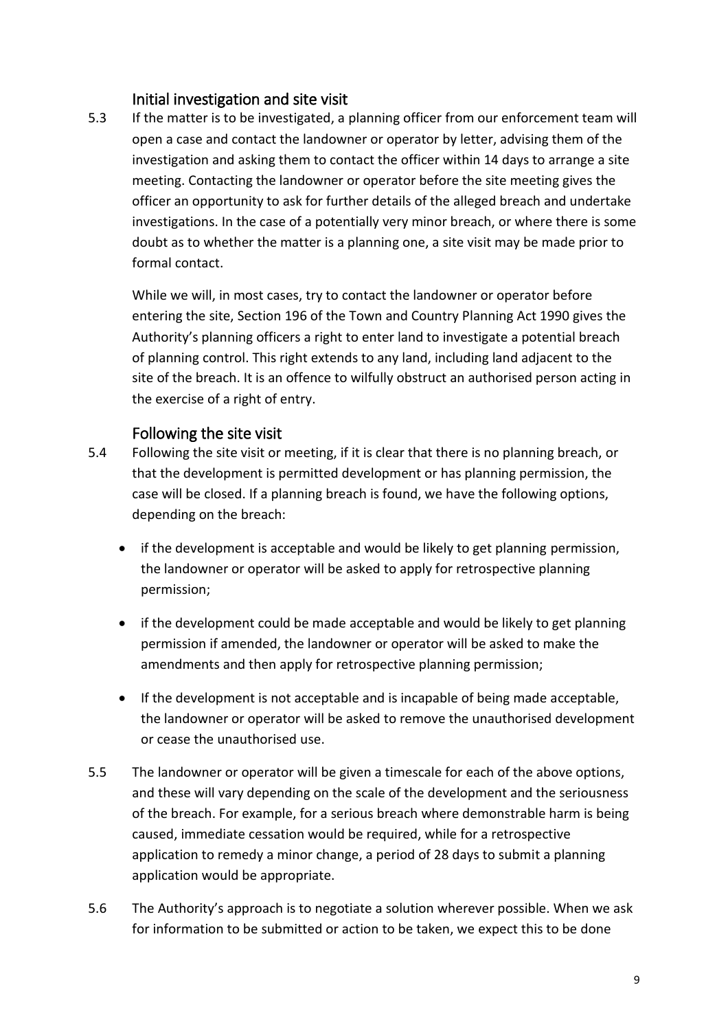### Initial investigation and site visit

5.3 If the matter is to be investigated, a planning officer from our enforcement team will open a case and contact the landowner or operator by letter, advising them of the investigation and asking them to contact the officer within 14 days to arrange a site meeting. Contacting the landowner or operator before the site meeting gives the officer an opportunity to ask for further details of the alleged breach and undertake investigations. In the case of a potentially very minor breach, or where there is some doubt as to whether the matter is a planning one, a site visit may be made prior to formal contact.

While we will, in most cases, try to contact the landowner or operator before entering the site, Section 196 of the Town and Country Planning Act 1990 gives the Authority's planning officers a right to enter land to investigate a potential breach of planning control. This right extends to any land, including land adjacent to the site of the breach. It is an offence to wilfully obstruct an authorised person acting in the exercise of a right of entry.

### Following the site visit

5.4 Following the site visit or meeting, if it is clear that there is no planning breach, or that the development is permitted development or has planning permission, the case will be closed. If a planning breach is found, we have the following options, depending on the breach:

- if the development is acceptable and would be likely to get planning permission, the landowner or operator will be asked to apply for retrospective planning permission;
- if the development could be made acceptable and would be likely to get planning permission if amended, the landowner or operator will be asked to make the amendments and then apply for retrospective planning permission;
- If the development is not acceptable and is incapable of being made acceptable, the landowner or operator will be asked to remove the unauthorised development or cease the unauthorised use.

5.5 The landowner or operator will be given a timescale for each of the above options, and these will vary depending on the scale of the development and the seriousness of the breach. For example, for a serious breach where demonstrable harm is being caused, immediate cessation would be required, while for a retrospective application to remedy a minor change, a period of 28 days to submit a planning application would be appropriate.

5.6 The Authority's approach is to negotiate a solution wherever possible. When we ask for information to be submitted or action to be taken, we expect this to be done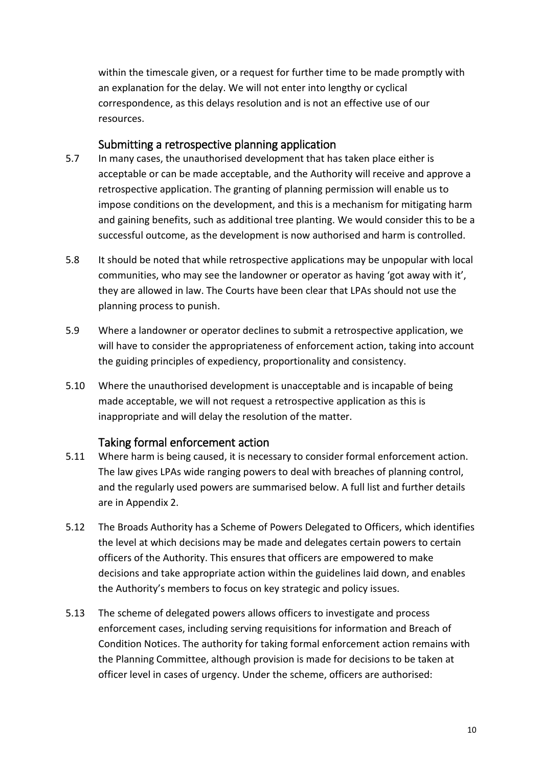within the timescale given, or a request for further time to be made promptly with an explanation for the delay. We will not enter into lengthy or cyclical correspondence, as this delays resolution and is not an effective use of our resources.

### Submitting a retrospective planning application

5.7 In many cases, the unauthorised development that has taken place either is acceptable or can be made acceptable, and the Authority will receive and approve a retrospective application. The granting of planning permission will enable us to impose conditions on the development, and this is a mechanism for mitigating harm and gaining benefits, such as additional tree planting. We would consider this to be a successful outcome, as the development is now authorised and harm is controlled.

5.8 It should be noted that while retrospective applications may be unpopular with local communities, who may see the landowner or operator as having 'got away with it', they are allowed in law. The Courts have been clear that LPAs should not use the planning process to punish.

5.9 Where a landowner or operator declines to submit a retrospective application, we will have to consider the appropriateness of enforcement action, taking into account the guiding principles of expediency, proportionality and consistency.

5.10 Where the unauthorised development is unacceptable and is incapable of being made acceptable, we will not request a retrospective application as this is inappropriate and will delay the resolution of the matter.

### Taking formal enforcement action

5.11 Where harm is being caused, it is necessary to consider formal enforcement action. The law gives LPAs wide ranging powers to deal with breaches of planning control, and the regularly used powers are summarised below. A full list and further details are in Appendix 2.

5.12 The Broads Authority has a Scheme of Powers Delegated to Officers, which identifies the level at which decisions may be made and delegates certain powers to certain officers of the Authority. This ensures that officers are empowered to make decisions and take appropriate action within the guidelines laid down, and enables the Authority's members to focus on key strategic and policy issues.

5.13 The scheme of delegated powers allows officers to investigate and process enforcement cases, including serving requisitions for information and Breach of Condition Notices. The authority for taking formal enforcement action remains with the Planning Committee, although provision is made for decisions to be taken at officer level in cases of urgency. Under the scheme, officers are authorised: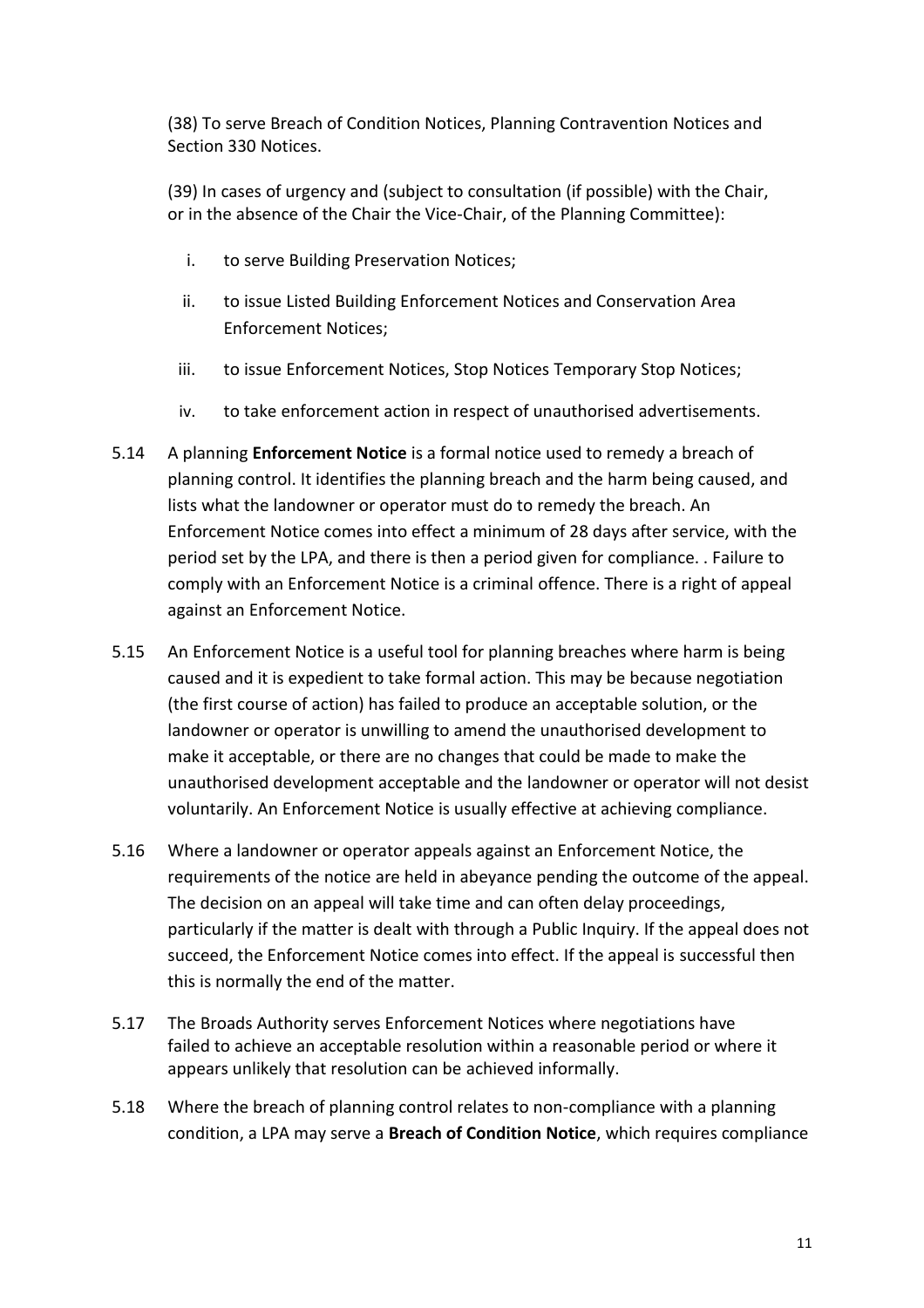(38) To serve Breach of Condition Notices, Planning Contravention Notices and Section 330 Notices.

(39) In cases of urgency and (subject to consultation (if possible) with the Chair, or in the absence of the Chair the Vice-Chair, of the Planning Committee):

i. to serve Building Preservation Notices;

ii. to issue Listed Building Enforcement Notices and Conservation Area Enforcement Notices;

iii. to issue Enforcement Notices, Stop Notices Temporary Stop Notices;

iv. to take enforcement action in respect of unauthorised advertisements.

5.14 A planning **Enforcement Notice** is a formal notice used to remedy a breach of planning control. It identifies the planning breach and the harm being caused, and lists what the landowner or operator must do to remedy the breach. An Enforcement Notice comes into effect a minimum of 28 days after service, with the period set by the LPA, and there is then a period given for compliance. . Failure to comply with an Enforcement Notice is a criminal offence. There is a right of appeal against an Enforcement Notice.

5.15 An Enforcement Notice is a useful tool for planning breaches where harm is being caused and it is expedient to take formal action. This may be because negotiation (the first course of action) has failed to produce an acceptable solution, or the landowner or operator is unwilling to amend the unauthorised development to make it acceptable, or there are no changes that could be made to make the unauthorised development acceptable and the landowner or operator will not desist voluntarily. An Enforcement Notice is usually effective at achieving compliance.

5.16 Where a landowner or operator appeals against an Enforcement Notice, the requirements of the notice are held in abeyance pending the outcome of the appeal. The decision on an appeal will take time and can often delay proceedings, particularly if the matter is dealt with through a Public Inquiry. If the appeal does not succeed, the Enforcement Notice comes into effect. If the appeal is successful then this is normally the end of the matter.

5.17 The Broads Authority serves Enforcement Notices where negotiations have failed to achieve an acceptable resolution within a reasonable period or where it appears unlikely that resolution can be achieved informally.

5.18 Where the breach of planning control relates to non-compliance with a planning condition, a LPA may serve a **Breach of Condition Notice**, which requires compliance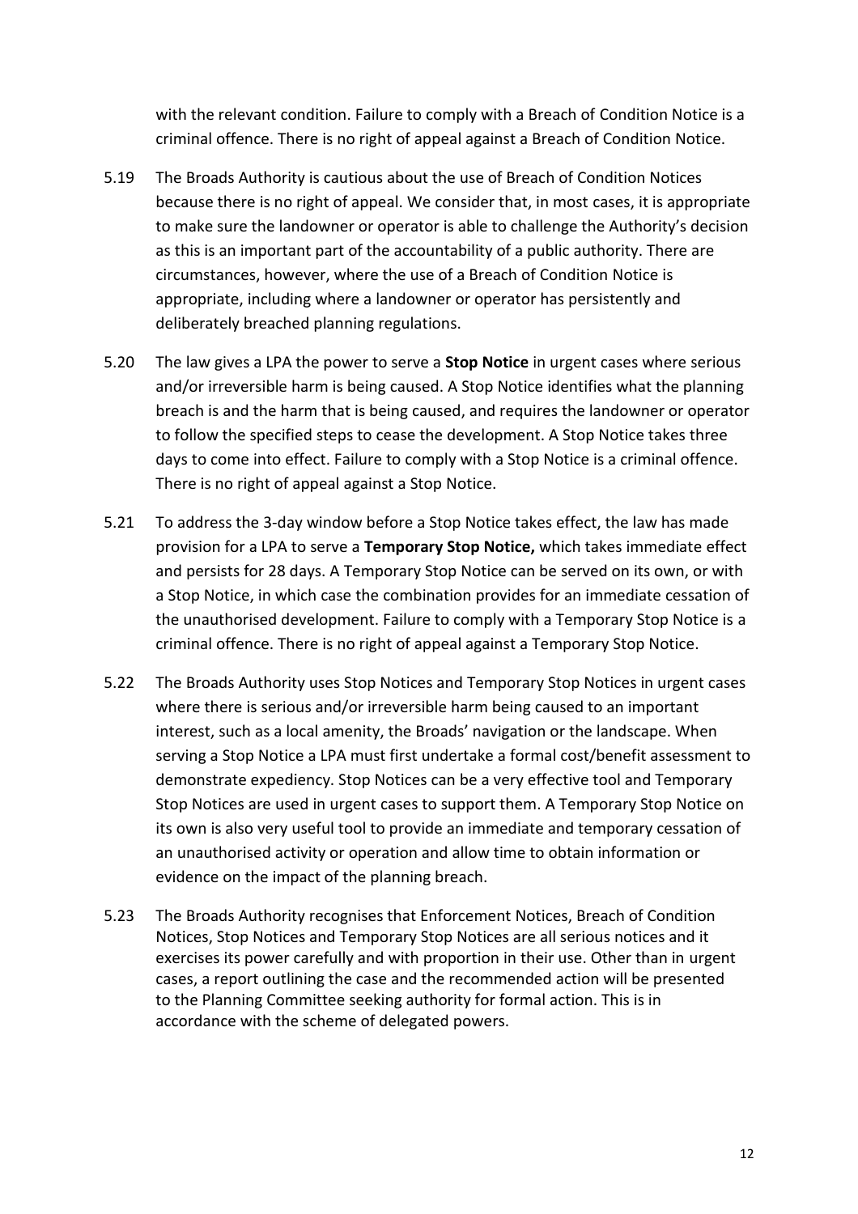with the relevant condition. Failure to comply with a Breach of Condition Notice is a criminal offence. There is no right of appeal against a Breach of Condition Notice.

5.19 The Broads Authority is cautious about the use of Breach of Condition Notices because there is no right of appeal. We consider that, in most cases, it is appropriate to make sure the landowner or operator is able to challenge the Authority's decision as this is an important part of the accountability of a public authority. There are circumstances, however, where the use of a Breach of Condition Notice is appropriate, including where a landowner or operator has persistently and deliberately breached planning regulations.

5.20 The law gives a LPA the power to serve a **Stop Notice** in urgent cases where serious and/or irreversible harm is being caused. A Stop Notice identifies what the planning breach is and the harm that is being caused, and requires the landowner or operator to follow the specified steps to cease the development. A Stop Notice takes three days to come into effect. Failure to comply with a Stop Notice is a criminal offence. There is no right of appeal against a Stop Notice.

5.21 To address the 3-day window before a Stop Notice takes effect, the law has made provision for a LPA to serve a **Temporary Stop Notice,** which takes immediate effect and persists for 28 days. A Temporary Stop Notice can be served on its own, or with a Stop Notice, in which case the combination provides for an immediate cessation of the unauthorised development. Failure to comply with a Temporary Stop Notice is a criminal offence. There is no right of appeal against a Temporary Stop Notice.

5.22 The Broads Authority uses Stop Notices and Temporary Stop Notices in urgent cases where there is serious and/or irreversible harm being caused to an important interest, such as a local amenity, the Broads' navigation or the landscape. When serving a Stop Notice a LPA must first undertake a formal cost/benefit assessment to demonstrate expediency. Stop Notices can be a very effective tool and Temporary Stop Notices are used in urgent cases to support them. A Temporary Stop Notice on its own is also very useful tool to provide an immediate and temporary cessation of an unauthorised activity or operation and allow time to obtain information or evidence on the impact of the planning breach.

5.23 The Broads Authority recognises that Enforcement Notices, Breach of Condition Notices, Stop Notices and Temporary Stop Notices are all serious notices and it exercises its power carefully and with proportion in their use. Other than in urgent cases, a report outlining the case and the recommended action will be presented to the Planning Committee seeking authority for formal action. This is in accordance with the scheme of delegated powers.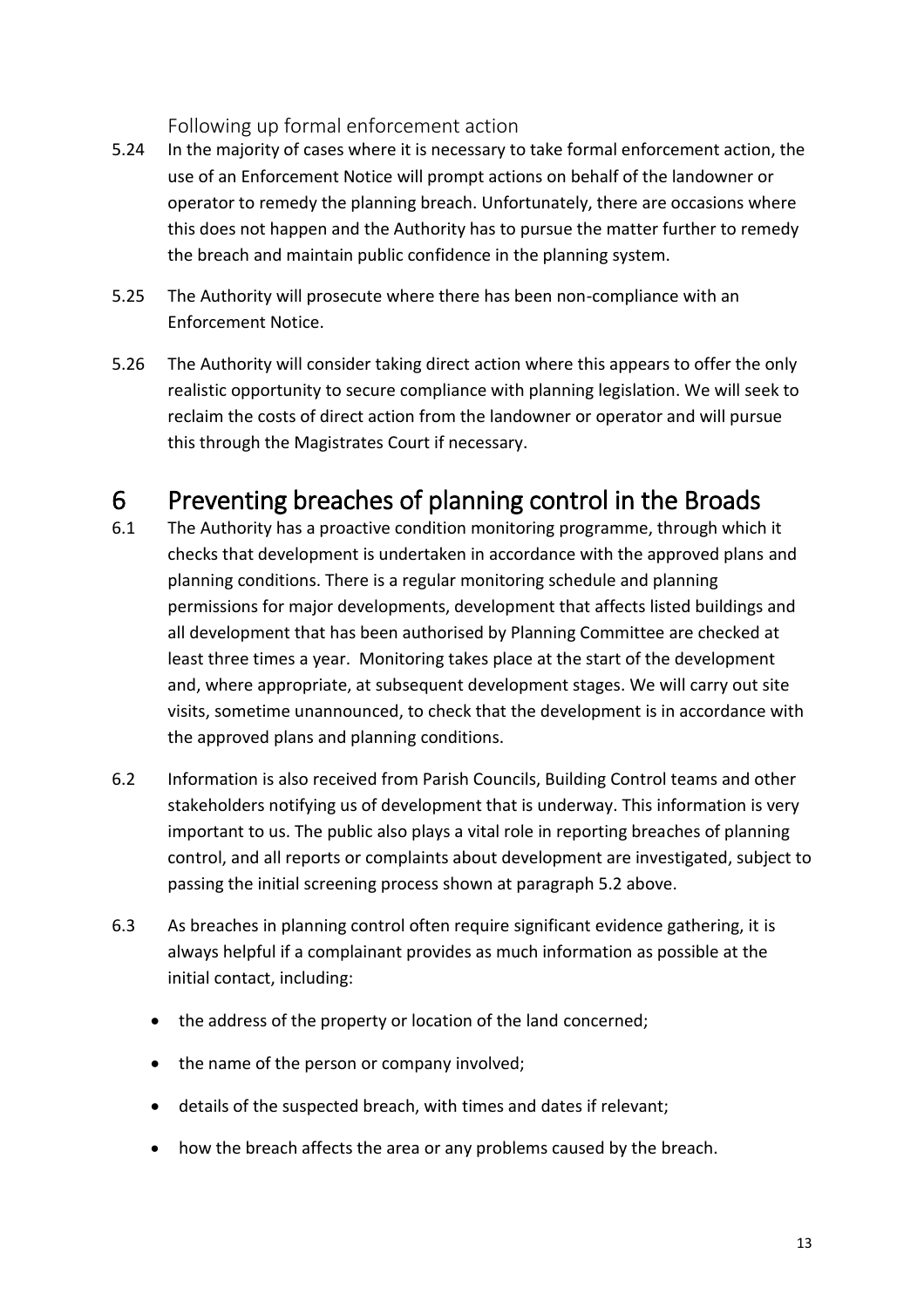### Following up formal enforcement action

5.24 In the majority of cases where it is necessary to take formal enforcement action, the use of an Enforcement Notice will prompt actions on behalf of the landowner or operator to remedy the planning breach. Unfortunately, there are occasions where this does not happen and the Authority has to pursue the matter further to remedy the breach and maintain public confidence in the planning system.

5.25 The Authority will prosecute where there has been non-compliance with an Enforcement Notice.

5.26 The Authority will consider taking direct action where this appears to offer the only realistic opportunity to secure compliance with planning legislation. We will seek to reclaim the costs of direct action from the landowner or operator and will pursue this through the Magistrates Court if necessary.

# 6 Preventing breaches of planning control in the Broads

6.1 The Authority has a proactive condition monitoring programme, through which it checks that development is undertaken in accordance with the approved plans and planning conditions. There is a regular monitoring schedule and planning permissions for major developments, development that affects listed buildings and all development that has been authorised by Planning Committee are checked at least three times a year. Monitoring takes place at the start of the development and, where appropriate, at subsequent development stages. We will carry out site visits, sometime unannounced, to check that the development is in accordance with the approved plans and planning conditions.

6.2 Information is also received from Parish Councils, Building Control teams and other stakeholders notifying us of development that is underway. This information is very important to us. The public also plays a vital role in reporting breaches of planning control, and all reports or complaints about development are investigated, subject to passing the initial screening process shown at paragraph 5.2 above.

6.3 As breaches in planning control often require significant evidence gathering, it is always helpful if a complainant provides as much information as possible at the initial contact, including:

- the address of the property or location of the land concerned;
- the name of the person or company involved;
- details of the suspected breach, with times and dates if relevant;
- how the breach affects the area or any problems caused by the breach.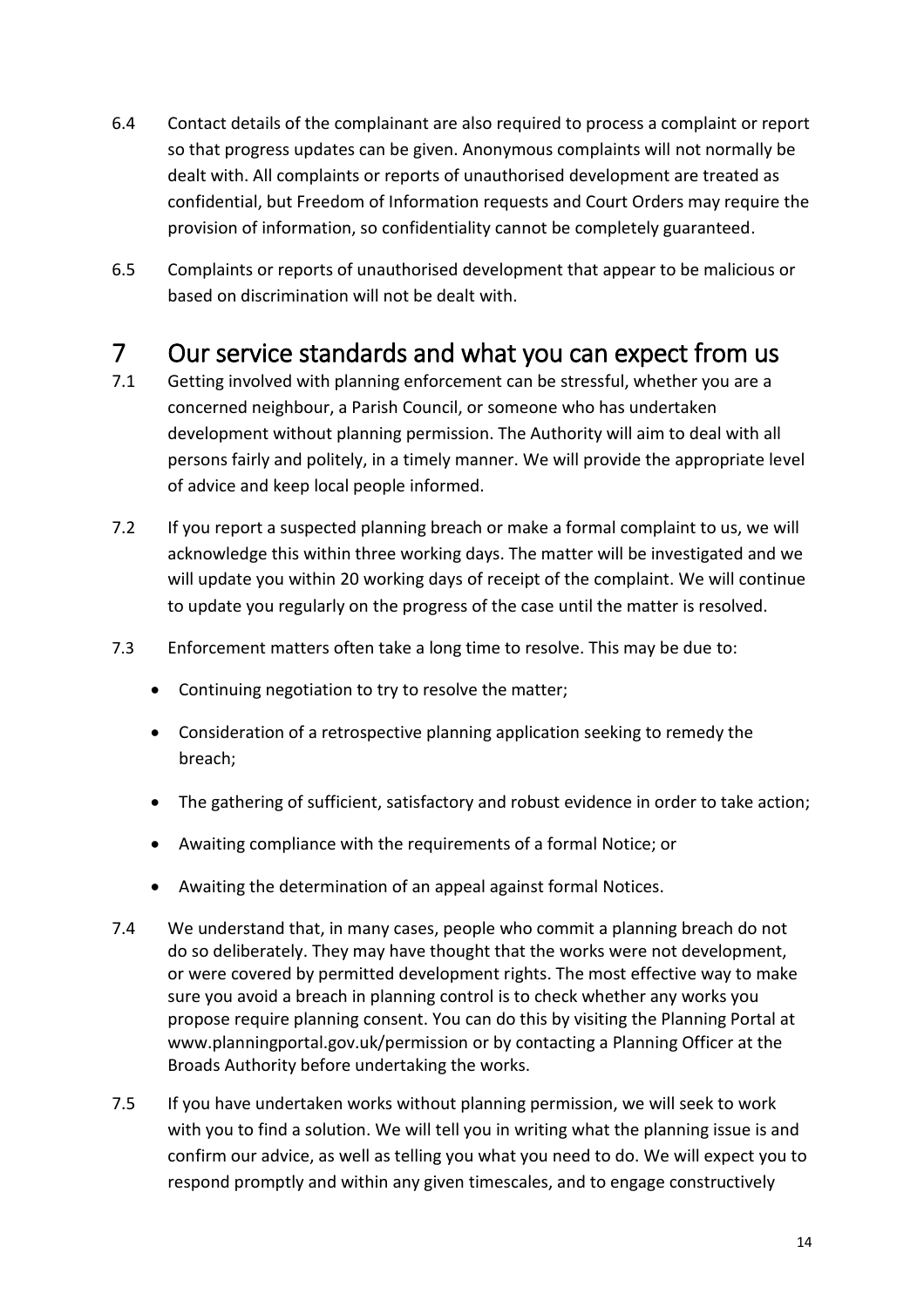6.4 Contact details of the complainant are also required to process a complaint or report so that progress updates can be given. Anonymous complaints will not normally be dealt with. All complaints or reports of unauthorised development are treated as confidential, but Freedom of Information requests and Court Orders may require the provision of information, so confidentiality cannot be completely guaranteed.

6.5 Complaints or reports of unauthorised development that appear to be malicious or based on discrimination will not be dealt with.

# 7 Our service standards and what you can expect from us

7.1 Getting involved with planning enforcement can be stressful, whether you are a concerned neighbour, a Parish Council, or someone who has undertaken development without planning permission. The Authority will aim to deal with all persons fairly and politely, in a timely manner. We will provide the appropriate level of advice and keep local people informed.

7.2 If you report a suspected planning breach or make a formal complaint to us, we will acknowledge this within three working days. The matter will be investigated and we will update you within 20 working days of receipt of the complaint. We will continue to update you regularly on the progress of the case until the matter is resolved.

7.3 Enforcement matters often take a long time to resolve. This may be due to:

- Continuing negotiation to try to resolve the matter;
- Consideration of a retrospective planning application seeking to remedy the breach;
- The gathering of sufficient, satisfactory and robust evidence in order to take action;
- Awaiting compliance with the requirements of a formal Notice; or
- Awaiting the determination of an appeal against formal Notices.

7.4 We understand that, in many cases, people who commit a planning breach do not do so deliberately. They may have thought that the works were not development, or were covered by permitted development rights. The most effective way to make sure you avoid a breach in planning control is to check whether any works you propose require planning consent. You can do this by visiting the Planning Portal at www.planningportal.gov.uk/permission or by contacting a Planning Officer at the Broads Authority before undertaking the works.

7.5 If you have undertaken works without planning permission, we will seek to work with you to find a solution. We will tell you in writing what the planning issue is and confirm our advice, as well as telling you what you need to do. We will expect you to respond promptly and within any given timescales, and to engage constructively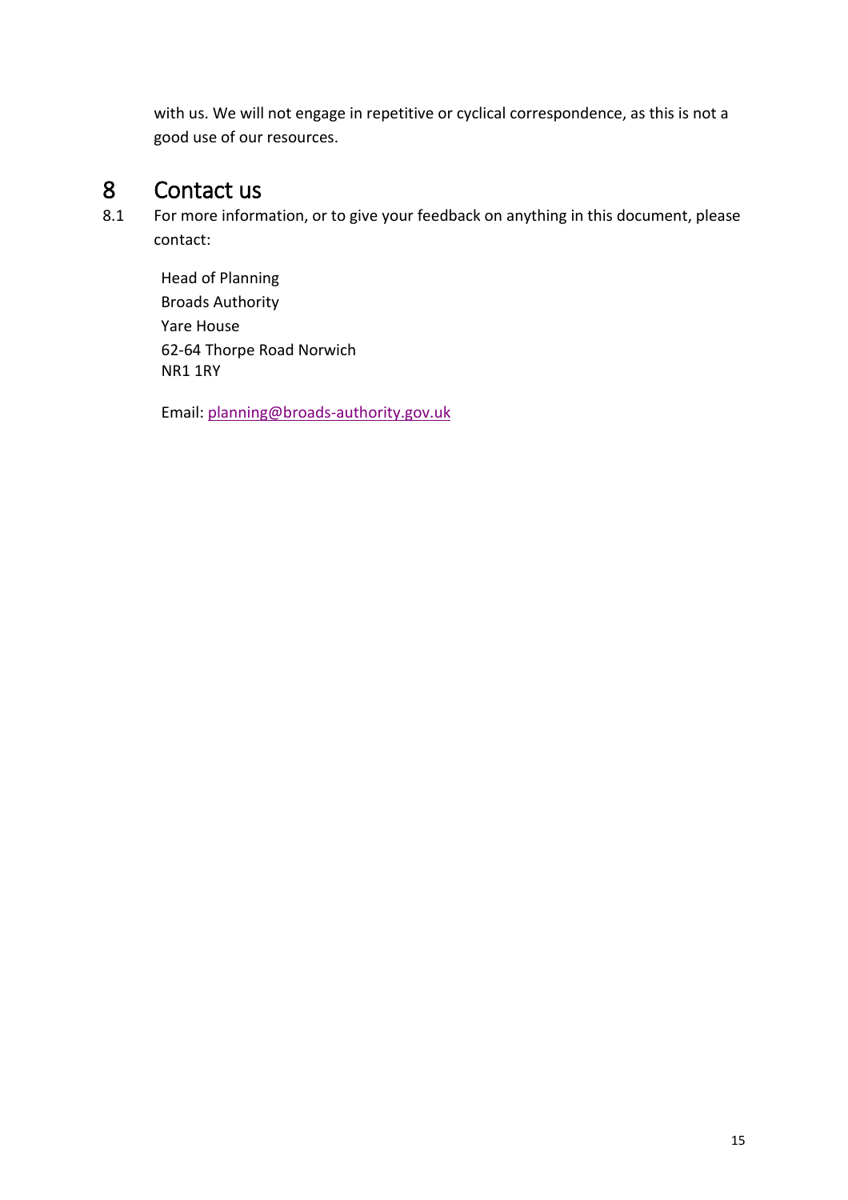with us. We will not engage in repetitive or cyclical correspondence, as this is not a good use of our resources.

# 8 Contact us

8.1 For more information, or to give your feedback on anything in this document, please contact:

Head of Planning
Broads Authority
Yare House
62-64 Thorpe Road Norwich
NR1 1RY

Email: planning@broads-authority.gov.uk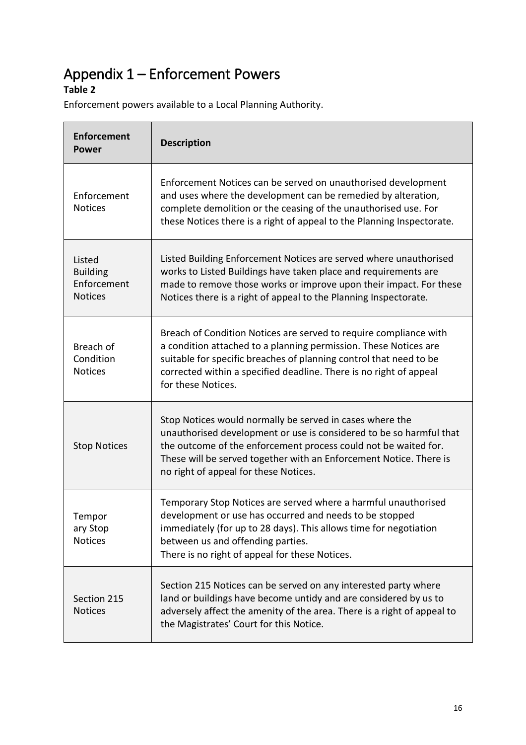# Appendix 1 – Enforcement Powers

**Table 2**

Enforcement powers available to a Local Planning Authority.

| Enforcement Power | Description |
|---|---|
| Enforcement Notices | Enforcement Notices can be served on unauthorised development and uses where the development can be remedied by alteration, complete demolition or the ceasing of the unauthorised use. For these Notices there is a right of appeal to the Planning Inspectorate. |
| Listed Building Enforcement Notices | Listed Building Enforcement Notices are served where unauthorised works to Listed Buildings have taken place and requirements are made to remove those works or improve upon their impact. For these Notices there is a right of appeal to the Planning Inspectorate. |
| Breach of Condition Notices | Breach of Condition Notices are served to require compliance with a condition attached to a planning permission. These Notices are suitable for specific breaches of planning control that need to be corrected within a specified deadline. There is no right of appeal for these Notices. |
| Stop Notices | Stop Notices would normally be served in cases where the unauthorised development or use is considered to be so harmful that the outcome of the enforcement process could not be waited for. These will be served together with an Enforcement Notice. There is no right of appeal for these Notices. |
| Temporary Stop Notices | Temporary Stop Notices are served where a harmful unauthorised development or use has occurred and needs to be stopped immediately (for up to 28 days). This allows time for negotiation between us and offending parties. There is no right of appeal for these Notices. |
| Section 215 Notices | Section 215 Notices can be served on any interested party where land or buildings have become untidy and are considered by us to adversely affect the amenity of the area. There is a right of appeal to the Magistrates' Court for this Notice. |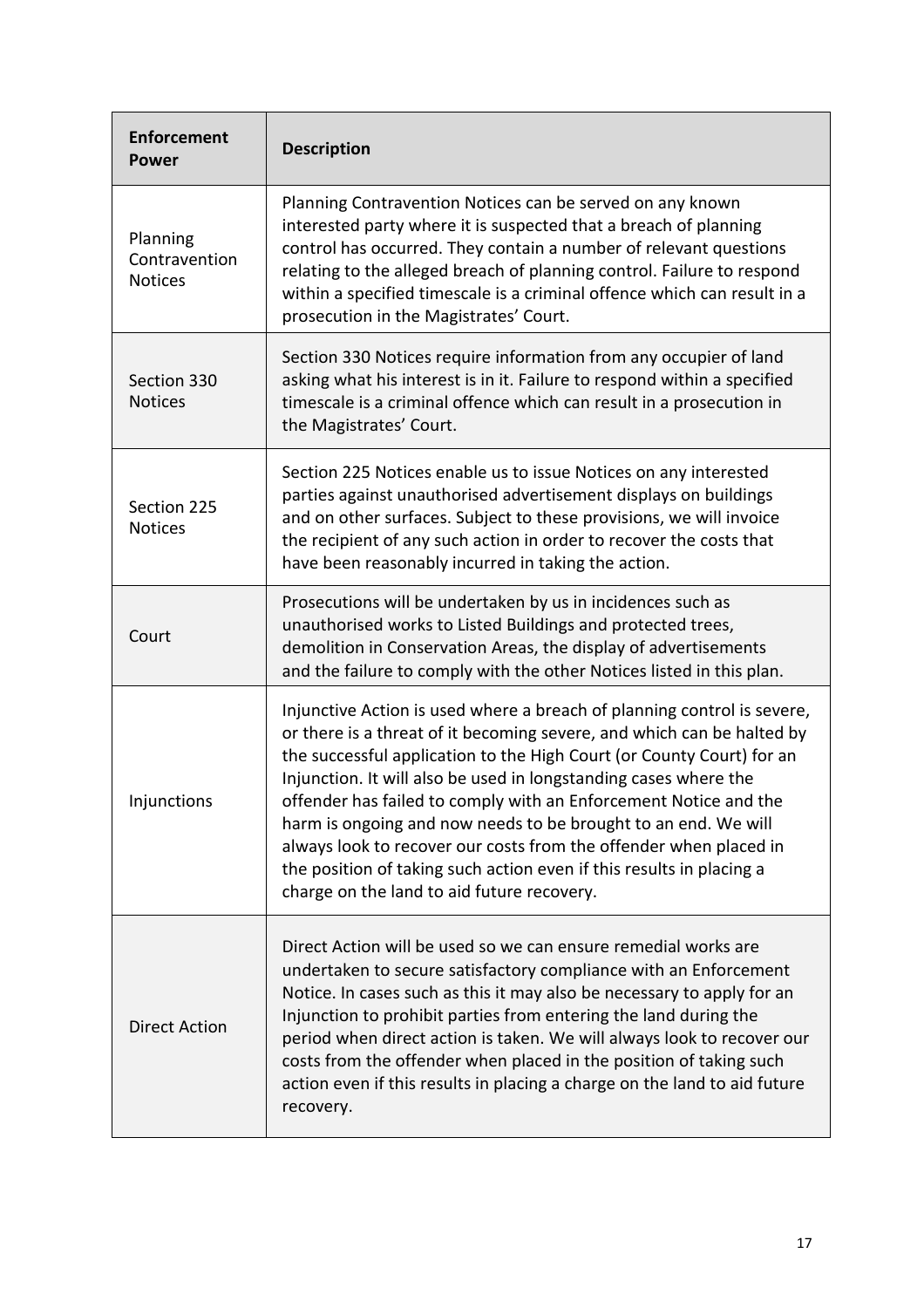| Enforcement Power | Description |
|---|---|
| Planning Contravention Notices | Planning Contravention Notices can be served on any known interested party where it is suspected that a breach of planning control has occurred. They contain a number of relevant questions relating to the alleged breach of planning control. Failure to respond within a specified timescale is a criminal offence which can result in a prosecution in the Magistrates' Court. |
| Section 330 Notices | Section 330 Notices require information from any occupier of land asking what his interest is in it. Failure to respond within a specified timescale is a criminal offence which can result in a prosecution in the Magistrates' Court. |
| Section 225 Notices | Section 225 Notices enable us to issue Notices on any interested parties against unauthorised advertisement displays on buildings and on other surfaces. Subject to these provisions, we will invoice the recipient of any such action in order to recover the costs that have been reasonably incurred in taking the action. |
| Court | Prosecutions will be undertaken by us in incidences such as unauthorised works to Listed Buildings and protected trees, demolition in Conservation Areas, the display of advertisements and the failure to comply with the other Notices listed in this plan. |
| Injunctions | Injunctive Action is used where a breach of planning control is severe, or there is a threat of it becoming severe, and which can be halted by the successful application to the High Court (or County Court) for an Injunction. It will also be used in longstanding cases where the offender has failed to comply with an Enforcement Notice and the harm is ongoing and now needs to be brought to an end. We will always look to recover our costs from the offender when placed in the position of taking such action even if this results in placing a charge on the land to aid future recovery. |
| Direct Action | Direct Action will be used so we can ensure remedial works are undertaken to secure satisfactory compliance with an Enforcement Notice. In cases such as this it may also be necessary to apply for an Injunction to prohibit parties from entering the land during the period when direct action is taken. We will always look to recover our costs from the offender when placed in the position of taking such action even if this results in placing a charge on the land to aid future recovery. |